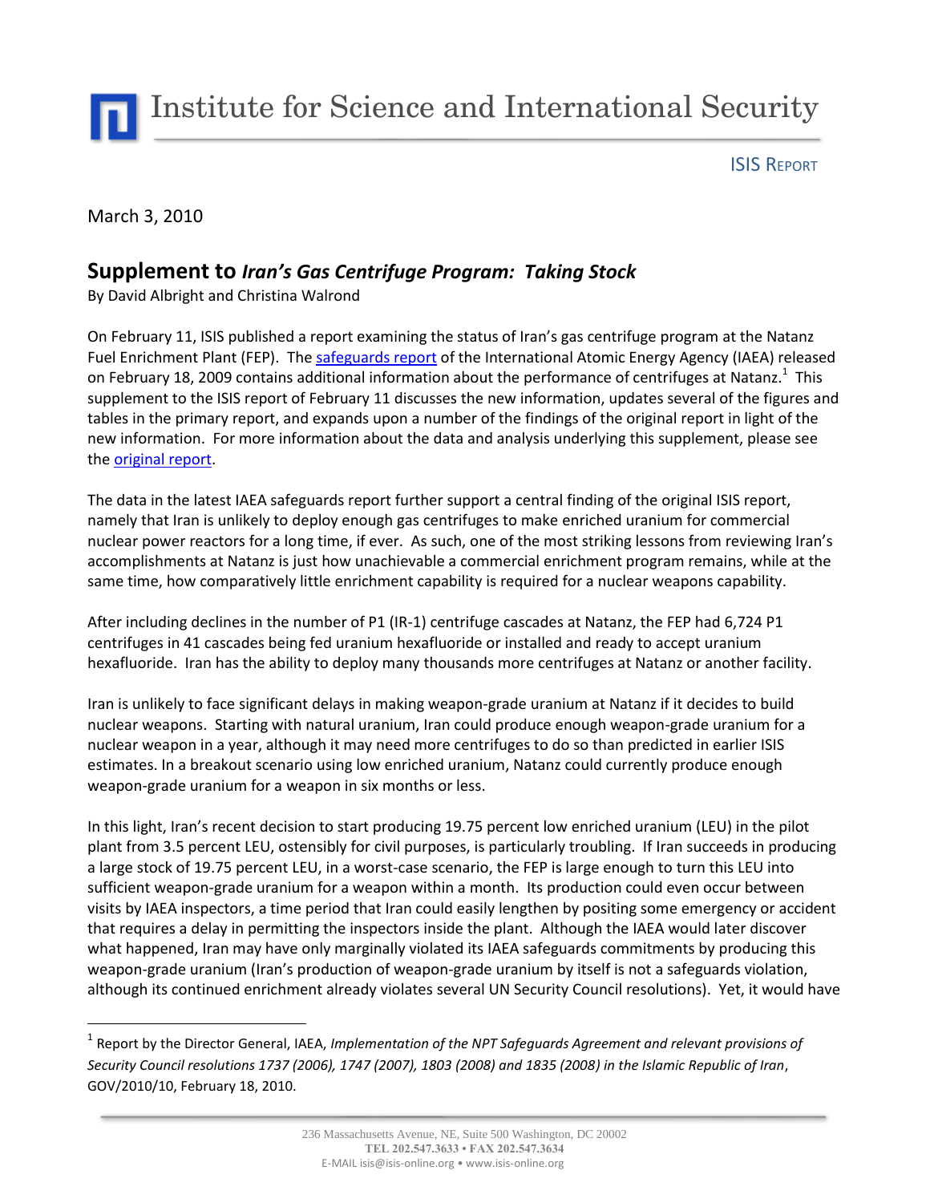Institute for Science and International Security

ISIS REPORT

March 3, 2010

## Supplement to *Iran's Gas Centrifuge Program: Taking Stock*

By David Albright and Christina Walrond

On February 11, ISIS published a report examining the status of Iran's gas centrifuge program at the Natanz Fuel Enrichment Plant (FEP). The safeguards report of the International Atomic Energy Agency (IAEA) released on February 18, 2009 contains additional information about the performance of centrifuges at Natanz.[1] This supplement to the ISIS report of February 11 discusses the new information, updates several of the figures and tables in the primary report, and expands upon a number of the findings of the original report in light of the new information. For more information about the data and analysis underlying this supplement, please see the original report.

The data in the latest IAEA safeguards report further support a central finding of the original ISIS report, namely that Iran is unlikely to deploy enough gas centrifuges to make enriched uranium for commercial nuclear power reactors for a long time, if ever. As such, one of the most striking lessons from reviewing Iran's accomplishments at Natanz is just how unachievable a commercial enrichment program remains, while at the same time, how comparatively little enrichment capability is required for a nuclear weapons capability.

After including declines in the number of P1 (IR-1) centrifuge cascades at Natanz, the FEP had 6,724 P1 centrifuges in 41 cascades being fed uranium hexafluoride or installed and ready to accept uranium hexafluoride. Iran has the ability to deploy many thousands more centrifuges at Natanz or another facility.

Iran is unlikely to face significant delays in making weapon-grade uranium at Natanz if it decides to build nuclear weapons. Starting with natural uranium, Iran could produce enough weapon-grade uranium for a nuclear weapon in a year, although it may need more centrifuges to do so than predicted in earlier ISIS estimates. In a breakout scenario using low enriched uranium, Natanz could currently produce enough weapon-grade uranium for a weapon in six months or less.

In this light, Iran's recent decision to start producing 19.75 percent low enriched uranium (LEU) in the pilot plant from 3.5 percent LEU, ostensibly for civil purposes, is particularly troubling. If Iran succeeds in producing a large stock of 19.75 percent LEU, in a worst-case scenario, the FEP is large enough to turn this LEU into sufficient weapon-grade uranium for a weapon within a month. Its production could even occur between visits by IAEA inspectors, a time period that Iran could easily lengthen by positing some emergency or accident that requires a delay in permitting the inspectors inside the plant. Although the IAEA would later discover what happened, Iran may have only marginally violated its IAEA safeguards commitments by producing this weapon-grade uranium (Iran's production of weapon-grade uranium by itself is not a safeguards violation, although its continued enrichment already violates several UN Security Council resolutions). Yet, it would have

[1] Report by the Director General, IAEA, *Implementation of the NPT Safeguards Agreement and relevant provisions of Security Council resolutions 1737 (2006), 1747 (2007), 1803 (2008) and 1835 (2008) in the Islamic Republic of Iran*, GOV/2010/10, February 18, 2010.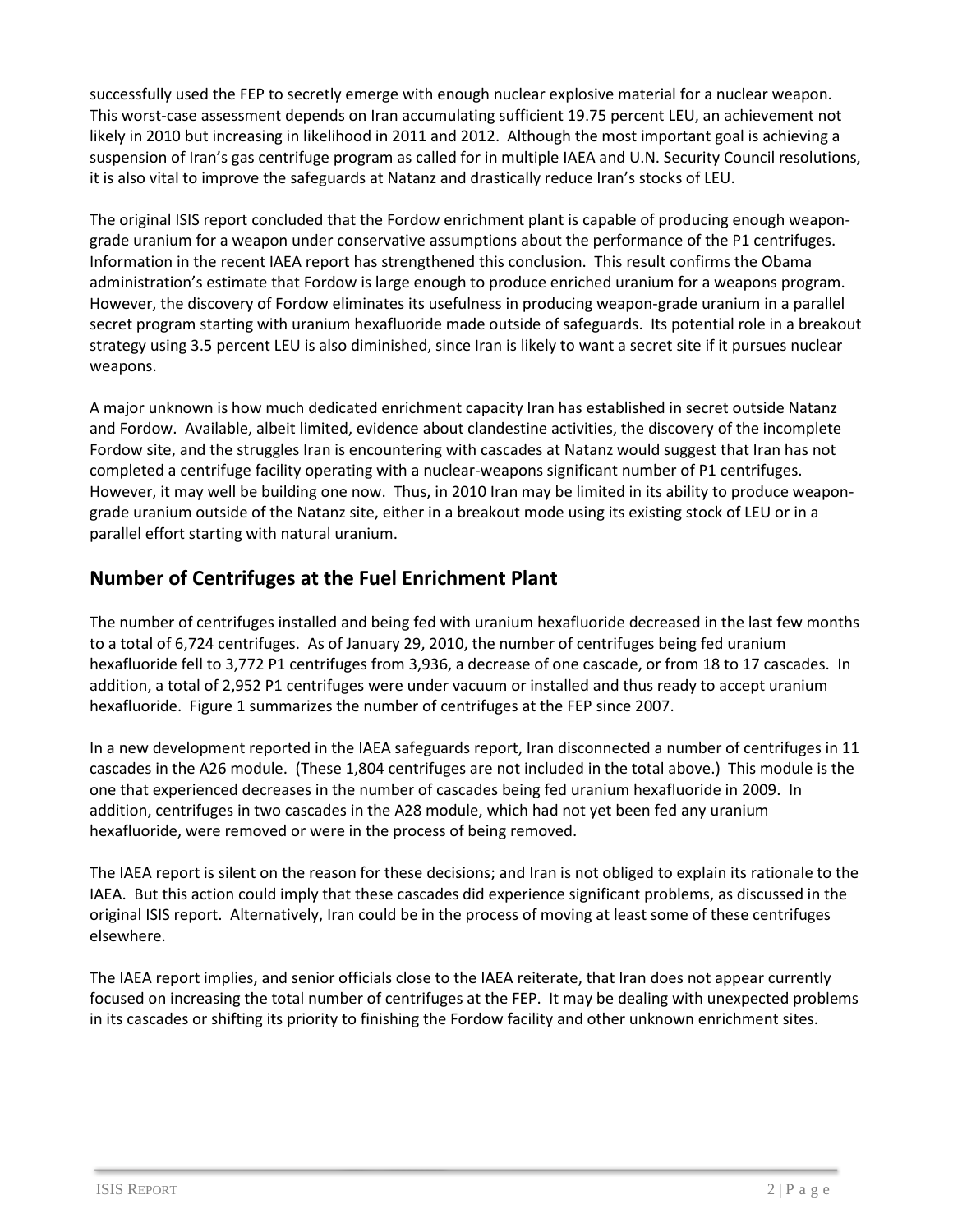successfully used the FEP to secretly emerge with enough nuclear explosive material for a nuclear weapon. This worst-case assessment depends on Iran accumulating sufficient 19.75 percent LEU, an achievement not likely in 2010 but increasing in likelihood in 2011 and 2012. Although the most important goal is achieving a suspension of Iran's gas centrifuge program as called for in multiple IAEA and U.N. Security Council resolutions, it is also vital to improve the safeguards at Natanz and drastically reduce Iran's stocks of LEU.

The original ISIS report concluded that the Fordow enrichment plant is capable of producing enough weapon-grade uranium for a weapon under conservative assumptions about the performance of the P1 centrifuges. Information in the recent IAEA report has strengthened this conclusion. This result confirms the Obama administration's estimate that Fordow is large enough to produce enriched uranium for a weapons program. However, the discovery of Fordow eliminates its usefulness in producing weapon-grade uranium in a parallel secret program starting with uranium hexafluoride made outside of safeguards. Its potential role in a breakout strategy using 3.5 percent LEU is also diminished, since Iran is likely to want a secret site if it pursues nuclear weapons.

A major unknown is how much dedicated enrichment capacity Iran has established in secret outside Natanz and Fordow. Available, albeit limited, evidence about clandestine activities, the discovery of the incomplete Fordow site, and the struggles Iran is encountering with cascades at Natanz would suggest that Iran has not completed a centrifuge facility operating with a nuclear-weapons significant number of P1 centrifuges. However, it may well be building one now. Thus, in 2010 Iran may be limited in its ability to produce weapon-grade uranium outside of the Natanz site, either in a breakout mode using its existing stock of LEU or in a parallel effort starting with natural uranium.

## Number of Centrifuges at the Fuel Enrichment Plant

The number of centrifuges installed and being fed with uranium hexafluoride decreased in the last few months to a total of 6,724 centrifuges. As of January 29, 2010, the number of centrifuges being fed uranium hexafluoride fell to 3,772 P1 centrifuges from 3,936, a decrease of one cascade, or from 18 to 17 cascades. In addition, a total of 2,952 P1 centrifuges were under vacuum or installed and thus ready to accept uranium hexafluoride. Figure 1 summarizes the number of centrifuges at the FEP since 2007.

In a new development reported in the IAEA safeguards report, Iran disconnected a number of centrifuges in 11 cascades in the A26 module. (These 1,804 centrifuges are not included in the total above.) This module is the one that experienced decreases in the number of cascades being fed uranium hexafluoride in 2009. In addition, centrifuges in two cascades in the A28 module, which had not yet been fed any uranium hexafluoride, were removed or were in the process of being removed.

The IAEA report is silent on the reason for these decisions; and Iran is not obliged to explain its rationale to the IAEA. But this action could imply that these cascades did experience significant problems, as discussed in the original ISIS report. Alternatively, Iran could be in the process of moving at least some of these centrifuges elsewhere.

The IAEA report implies, and senior officials close to the IAEA reiterate, that Iran does not appear currently focused on increasing the total number of centrifuges at the FEP. It may be dealing with unexpected problems in its cascades or shifting its priority to finishing the Fordow facility and other unknown enrichment sites.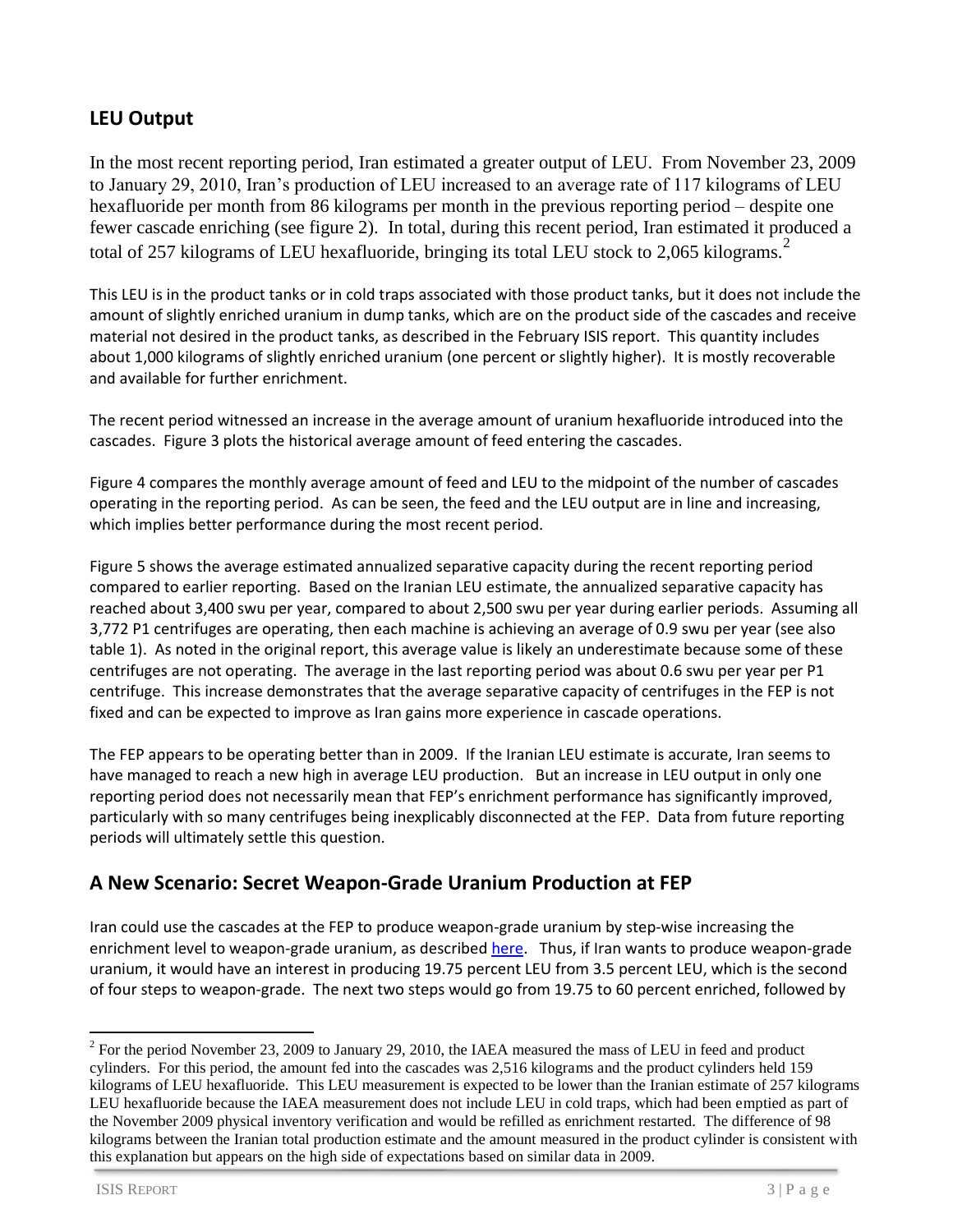## LEU Output

In the most recent reporting period, Iran estimated a greater output of LEU. From November 23, 2009 to January 29, 2010, Iran's production of LEU increased to an average rate of 117 kilograms of LEU hexafluoride per month from 86 kilograms per month in the previous reporting period – despite one fewer cascade enriching (see figure 2). In total, during this recent period, Iran estimated it produced a total of 257 kilograms of LEU hexafluoride, bringing its total LEU stock to 2,065 kilograms.[2]

This LEU is in the product tanks or in cold traps associated with those product tanks, but it does not include the amount of slightly enriched uranium in dump tanks, which are on the product side of the cascades and receive material not desired in the product tanks, as described in the February ISIS report. This quantity includes about 1,000 kilograms of slightly enriched uranium (one percent or slightly higher). It is mostly recoverable and available for further enrichment.

The recent period witnessed an increase in the average amount of uranium hexafluoride introduced into the cascades. Figure 3 plots the historical average amount of feed entering the cascades.

Figure 4 compares the monthly average amount of feed and LEU to the midpoint of the number of cascades operating in the reporting period. As can be seen, the feed and the LEU output are in line and increasing, which implies better performance during the most recent period.

Figure 5 shows the average estimated annualized separative capacity during the recent reporting period compared to earlier reporting. Based on the Iranian LEU estimate, the annualized separative capacity has reached about 3,400 swu per year, compared to about 2,500 swu per year during earlier periods. Assuming all 3,772 P1 centrifuges are operating, then each machine is achieving an average of 0.9 swu per year (see also table 1). As noted in the original report, this average value is likely an underestimate because some of these centrifuges are not operating. The average in the last reporting period was about 0.6 swu per year per P1 centrifuge. This increase demonstrates that the average separative capacity of centrifuges in the FEP is not fixed and can be expected to improve as Iran gains more experience in cascade operations.

The FEP appears to be operating better than in 2009. If the Iranian LEU estimate is accurate, Iran seems to have managed to reach a new high in average LEU production. But an increase in LEU output in only one reporting period does not necessarily mean that FEP's enrichment performance has significantly improved, particularly with so many centrifuges being inexplicably disconnected at the FEP. Data from future reporting periods will ultimately settle this question.

## A New Scenario: Secret Weapon-Grade Uranium Production at FEP

Iran could use the cascades at the FEP to produce weapon-grade uranium by step-wise increasing the enrichment level to weapon-grade uranium, as described here. Thus, if Iran wants to produce weapon-grade uranium, it would have an interest in producing 19.75 percent LEU from 3.5 percent LEU, which is the second of four steps to weapon-grade. The next two steps would go from 19.75 to 60 percent enriched, followed by

[2] For the period November 23, 2009 to January 29, 2010, the IAEA measured the mass of LEU in feed and product cylinders. For this period, the amount fed into the cascades was 2,516 kilograms and the product cylinders held 159 kilograms of LEU hexafluoride. This LEU measurement is expected to be lower than the Iranian estimate of 257 kilograms LEU hexafluoride because the IAEA measurement does not include LEU in cold traps, which had been emptied as part of the November 2009 physical inventory verification and would be refilled as enrichment restarted. The difference of 98 kilograms between the Iranian total production estimate and the amount measured in the product cylinder is consistent with this explanation but appears on the high side of expectations based on similar data in 2009.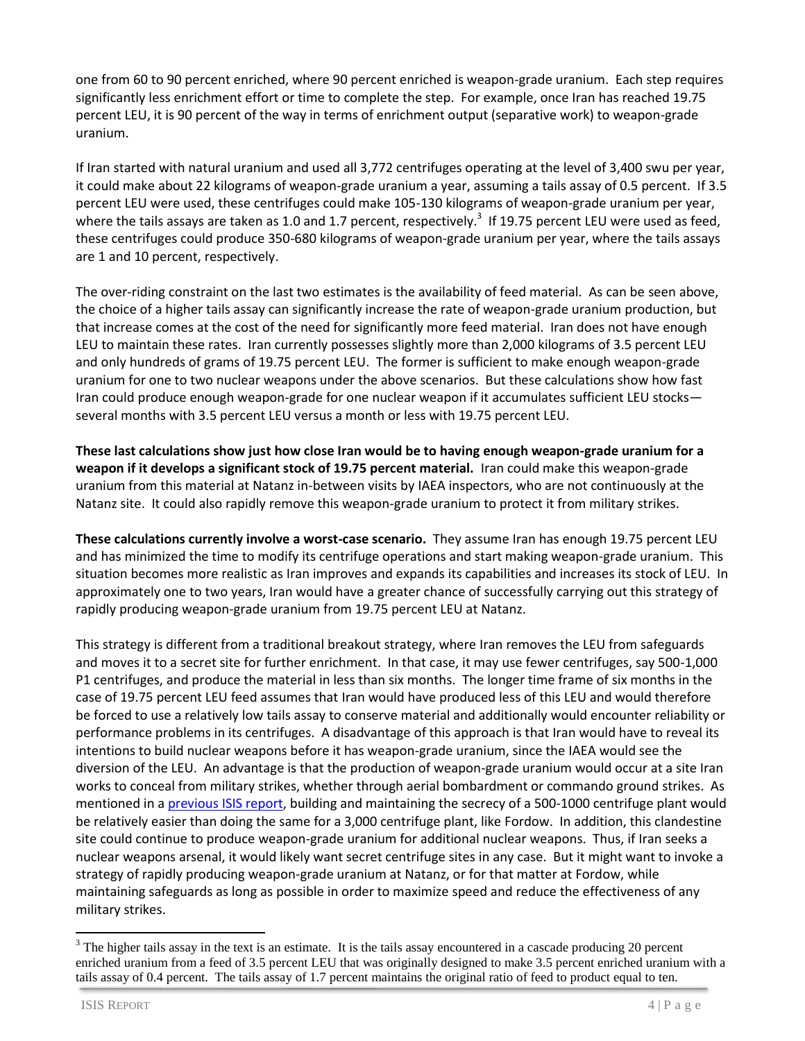one from 60 to 90 percent enriched, where 90 percent enriched is weapon-grade uranium. Each step requires significantly less enrichment effort or time to complete the step. For example, once Iran has reached 19.75 percent LEU, it is 90 percent of the way in terms of enrichment output (separative work) to weapon-grade uranium.

If Iran started with natural uranium and used all 3,772 centrifuges operating at the level of 3,400 swu per year, it could make about 22 kilograms of weapon-grade uranium a year, assuming a tails assay of 0.5 percent. If 3.5 percent LEU were used, these centrifuges could make 105-130 kilograms of weapon-grade uranium per year, where the tails assays are taken as 1.0 and 1.7 percent, respectively.[3] If 19.75 percent LEU were used as feed, these centrifuges could produce 350-680 kilograms of weapon-grade uranium per year, where the tails assays are 1 and 10 percent, respectively.

The over-riding constraint on the last two estimates is the availability of feed material. As can be seen above, the choice of a higher tails assay can significantly increase the rate of weapon-grade uranium production, but that increase comes at the cost of the need for significantly more feed material. Iran does not have enough LEU to maintain these rates. Iran currently possesses slightly more than 2,000 kilograms of 3.5 percent LEU and only hundreds of grams of 19.75 percent LEU. The former is sufficient to make enough weapon-grade uranium for one to two nuclear weapons under the above scenarios. But these calculations show how fast Iran could produce enough weapon-grade for one nuclear weapon if it accumulates sufficient LEU stocks—several months with 3.5 percent LEU versus a month or less with 19.75 percent LEU.

**These last calculations show just how close Iran would be to having enough weapon-grade uranium for a weapon if it develops a significant stock of 19.75 percent material.** Iran could make this weapon-grade uranium from this material at Natanz in-between visits by IAEA inspectors, who are not continuously at the Natanz site. It could also rapidly remove this weapon-grade uranium to protect it from military strikes.

**These calculations currently involve a worst-case scenario.** They assume Iran has enough 19.75 percent LEU and has minimized the time to modify its centrifuge operations and start making weapon-grade uranium. This situation becomes more realistic as Iran improves and expands its capabilities and increases its stock of LEU. In approximately one to two years, Iran would have a greater chance of successfully carrying out this strategy of rapidly producing weapon-grade uranium from 19.75 percent LEU at Natanz.

This strategy is different from a traditional breakout strategy, where Iran removes the LEU from safeguards and moves it to a secret site for further enrichment. In that case, it may use fewer centrifuges, say 500-1,000 P1 centrifuges, and produce the material in less than six months. The longer time frame of six months in the case of 19.75 percent LEU feed assumes that Iran would have produced less of this LEU and would therefore be forced to use a relatively low tails assay to conserve material and additionally would encounter reliability or performance problems in its centrifuges. A disadvantage of this approach is that Iran would have to reveal its intentions to build nuclear weapons before it has weapon-grade uranium, since the IAEA would see the diversion of the LEU. An advantage is that the production of weapon-grade uranium would occur at a site Iran works to conceal from military strikes, whether through aerial bombardment or commando ground strikes. As mentioned in a previous ISIS report, building and maintaining the secrecy of a 500-1000 centrifuge plant would be relatively easier than doing the same for a 3,000 centrifuge plant, like Fordow. In addition, this clandestine site could continue to produce weapon-grade uranium for additional nuclear weapons. Thus, if Iran seeks a nuclear weapons arsenal, it would likely want secret centrifuge sites in any case. But it might want to invoke a strategy of rapidly producing weapon-grade uranium at Natanz, or for that matter at Fordow, while maintaining safeguards as long as possible in order to maximize speed and reduce the effectiveness of any military strikes.

---

[3] The higher tails assay in the text is an estimate. It is the tails assay encountered in a cascade producing 20 percent enriched uranium from a feed of 3.5 percent LEU that was originally designed to make 3.5 percent enriched uranium with a tails assay of 0.4 percent. The tails assay of 1.7 percent maintains the original ratio of feed to product equal to ten.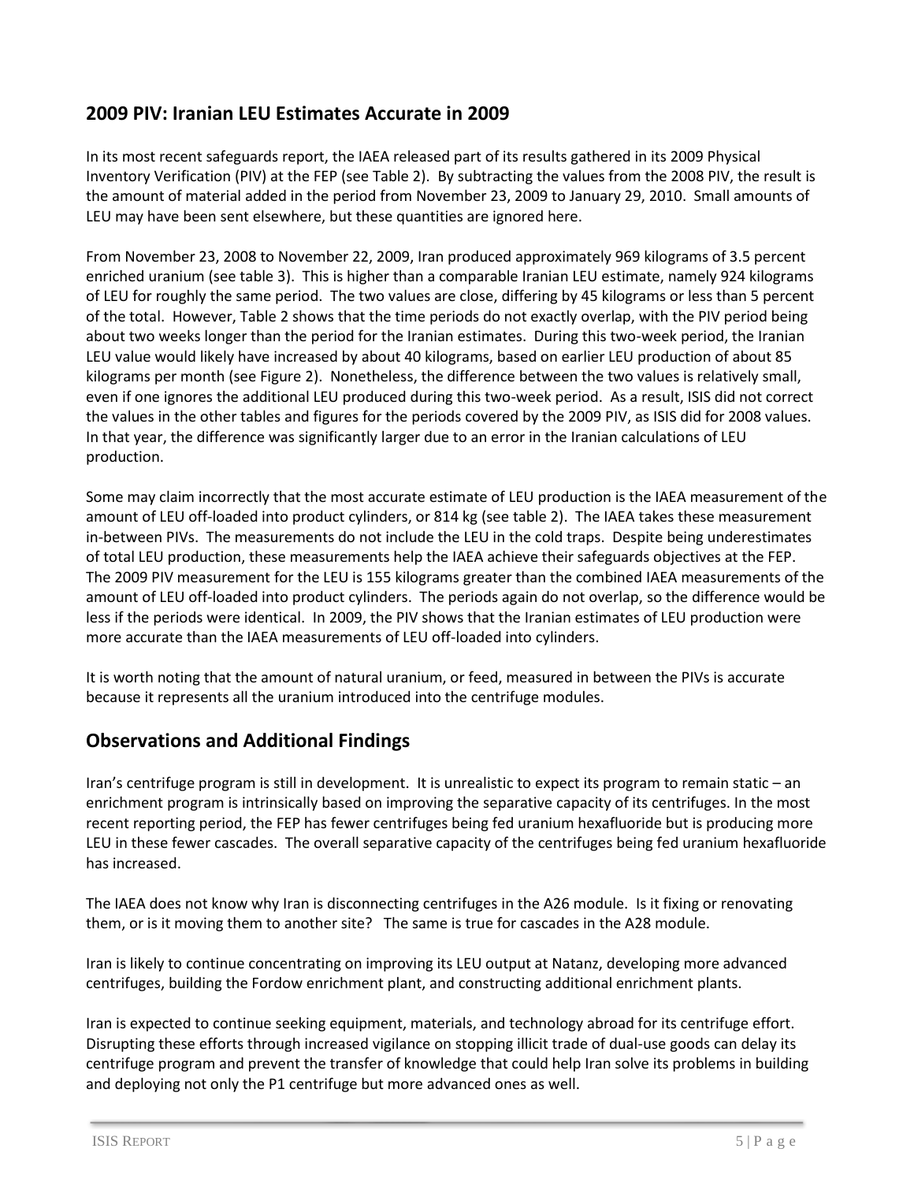## 2009 PIV: Iranian LEU Estimates Accurate in 2009

In its most recent safeguards report, the IAEA released part of its results gathered in its 2009 Physical Inventory Verification (PIV) at the FEP (see Table 2). By subtracting the values from the 2008 PIV, the result is the amount of material added in the period from November 23, 2009 to January 29, 2010. Small amounts of LEU may have been sent elsewhere, but these quantities are ignored here.

From November 23, 2008 to November 22, 2009, Iran produced approximately 969 kilograms of 3.5 percent enriched uranium (see table 3). This is higher than a comparable Iranian LEU estimate, namely 924 kilograms of LEU for roughly the same period. The two values are close, differing by 45 kilograms or less than 5 percent of the total. However, Table 2 shows that the time periods do not exactly overlap, with the PIV period being about two weeks longer than the period for the Iranian estimates. During this two-week period, the Iranian LEU value would likely have increased by about 40 kilograms, based on earlier LEU production of about 85 kilograms per month (see Figure 2). Nonetheless, the difference between the two values is relatively small, even if one ignores the additional LEU produced during this two-week period. As a result, ISIS did not correct the values in the other tables and figures for the periods covered by the 2009 PIV, as ISIS did for 2008 values. In that year, the difference was significantly larger due to an error in the Iranian calculations of LEU production.

Some may claim incorrectly that the most accurate estimate of LEU production is the IAEA measurement of the amount of LEU off-loaded into product cylinders, or 814 kg (see table 2). The IAEA takes these measurement in-between PIVs. The measurements do not include the LEU in the cold traps. Despite being underestimates of total LEU production, these measurements help the IAEA achieve their safeguards objectives at the FEP. The 2009 PIV measurement for the LEU is 155 kilograms greater than the combined IAEA measurements of the amount of LEU off-loaded into product cylinders. The periods again do not overlap, so the difference would be less if the periods were identical. In 2009, the PIV shows that the Iranian estimates of LEU production were more accurate than the IAEA measurements of LEU off-loaded into cylinders.

It is worth noting that the amount of natural uranium, or feed, measured in between the PIVs is accurate because it represents all the uranium introduced into the centrifuge modules.

## Observations and Additional Findings

Iran's centrifuge program is still in development. It is unrealistic to expect its program to remain static – an enrichment program is intrinsically based on improving the separative capacity of its centrifuges. In the most recent reporting period, the FEP has fewer centrifuges being fed uranium hexafluoride but is producing more LEU in these fewer cascades. The overall separative capacity of the centrifuges being fed uranium hexafluoride has increased.

The IAEA does not know why Iran is disconnecting centrifuges in the A26 module. Is it fixing or renovating them, or is it moving them to another site? The same is true for cascades in the A28 module.

Iran is likely to continue concentrating on improving its LEU output at Natanz, developing more advanced centrifuges, building the Fordow enrichment plant, and constructing additional enrichment plants.

Iran is expected to continue seeking equipment, materials, and technology abroad for its centrifuge effort. Disrupting these efforts through increased vigilance on stopping illicit trade of dual-use goods can delay its centrifuge program and prevent the transfer of knowledge that could help Iran solve its problems in building and deploying not only the P1 centrifuge but more advanced ones as well.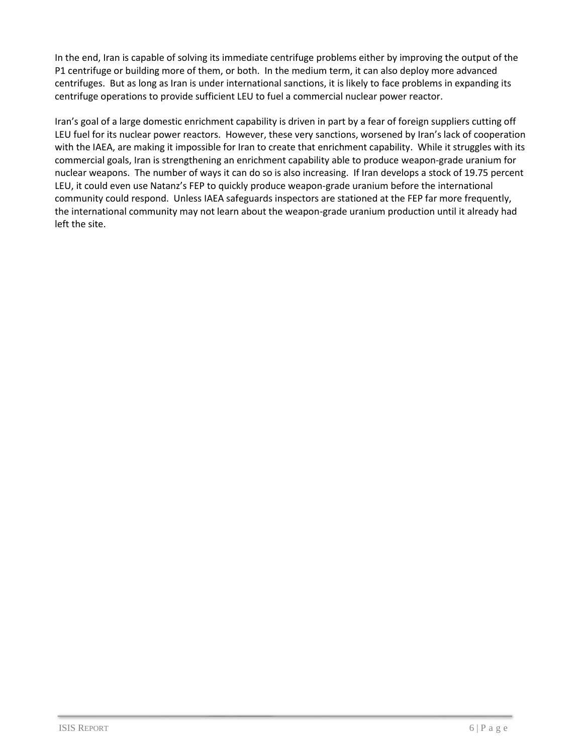In the end, Iran is capable of solving its immediate centrifuge problems either by improving the output of the P1 centrifuge or building more of them, or both. In the medium term, it can also deploy more advanced centrifuges. But as long as Iran is under international sanctions, it is likely to face problems in expanding its centrifuge operations to provide sufficient LEU to fuel a commercial nuclear power reactor.

Iran's goal of a large domestic enrichment capability is driven in part by a fear of foreign suppliers cutting off LEU fuel for its nuclear power reactors. However, these very sanctions, worsened by Iran's lack of cooperation with the IAEA, are making it impossible for Iran to create that enrichment capability. While it struggles with its commercial goals, Iran is strengthening an enrichment capability able to produce weapon-grade uranium for nuclear weapons. The number of ways it can do so is also increasing. If Iran develops a stock of 19.75 percent LEU, it could even use Natanz's FEP to quickly produce weapon-grade uranium before the international community could respond. Unless IAEA safeguards inspectors are stationed at the FEP far more frequently, the international community may not learn about the weapon-grade uranium production until it already had left the site.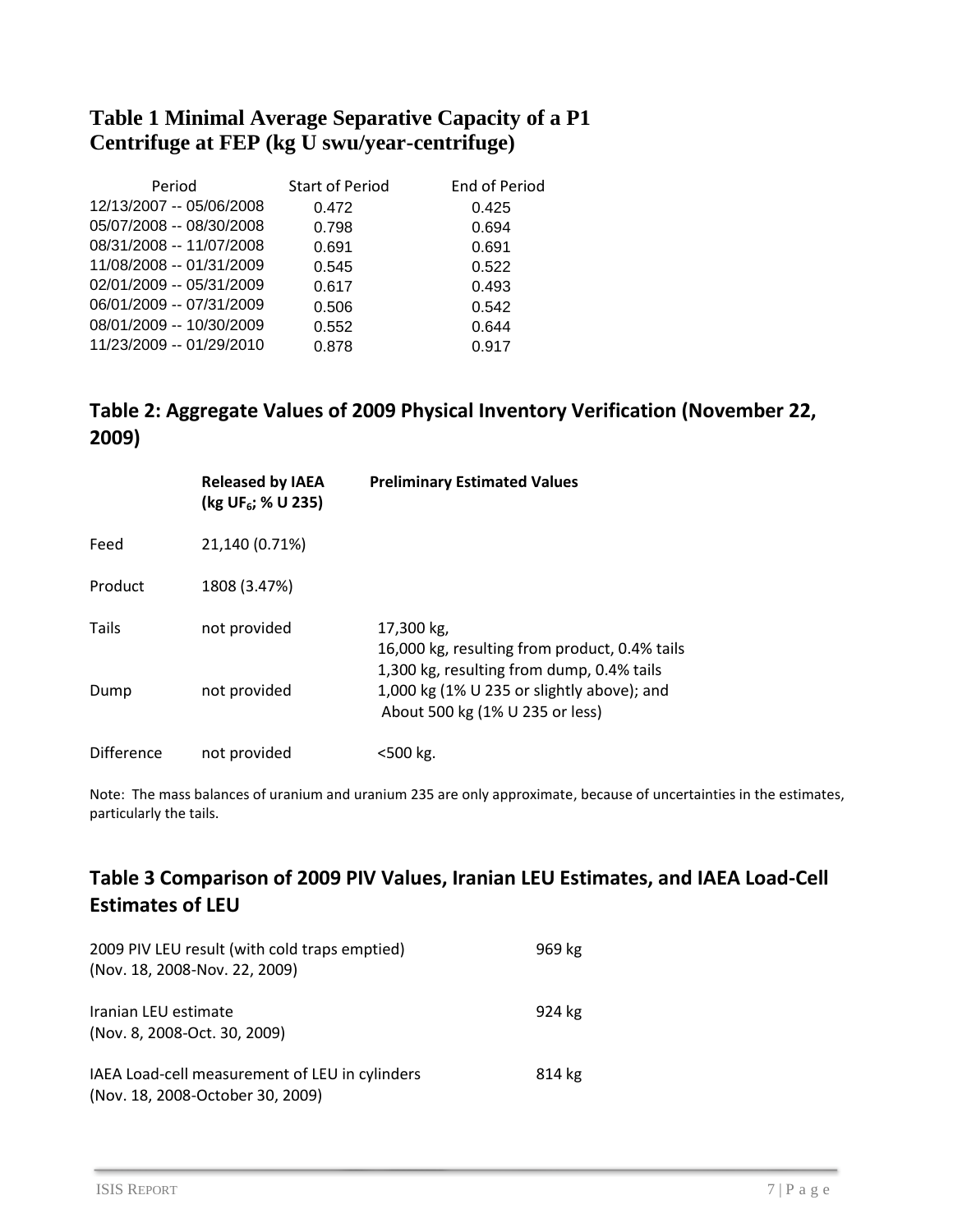## Table 1 Minimal Average Separative Capacity of a P1 Centrifuge at FEP (kg U swu/year-centrifuge)

| Period | Start of Period | End of Period |
|---|---|---|
| 12/13/2007 -- 05/06/2008 | 0.472 | 0.425 |
| 05/07/2008 -- 08/30/2008 | 0.798 | 0.694 |
| 08/31/2008 -- 11/07/2008 | 0.691 | 0.691 |
| 11/08/2008 -- 01/31/2009 | 0.545 | 0.522 |
| 02/01/2009 -- 05/31/2009 | 0.617 | 0.493 |
| 06/01/2009 -- 07/31/2009 | 0.506 | 0.542 |
| 08/01/2009 -- 10/30/2009 | 0.552 | 0.644 |
| 11/23/2009 -- 01/29/2010 | 0.878 | 0.917 |

## Table 2: Aggregate Values of 2009 Physical Inventory Verification (November 22, 2009)

| | **Released by IAEA (kg $UF_6$; % U 235)** | **Preliminary Estimated Values** |
|---|---|---|
| Feed | 21,140 (0.71%) | |
| Product | 1808 (3.47%) | |
| Tails | not provided | 17,300 kg,<br>16,000 kg, resulting from product, 0.4% tails<br>1,300 kg, resulting from dump, 0.4% tails |
| Dump | not provided | 1,000 kg (1% U 235 or slightly above); and<br>About 500 kg (1% U 235 or less) |
| Difference | not provided | <500 kg. |

Note: The mass balances of uranium and uranium 235 are only approximate, because of uncertainties in the estimates, particularly the tails.

## Table 3 Comparison of 2009 PIV Values, Iranian LEU Estimates, and IAEA Load-Cell Estimates of LEU

| | |
|---|---|
| 2009 PIV LEU result (with cold traps emptied)<br>(Nov. 18, 2008-Nov. 22, 2009) | 969 kg |
| Iranian LEU estimate<br>(Nov. 8, 2008-Oct. 30, 2009) | 924 kg |
| IAEA Load-cell measurement of LEU in cylinders<br>(Nov. 18, 2008-October 30, 2009) | 814 kg |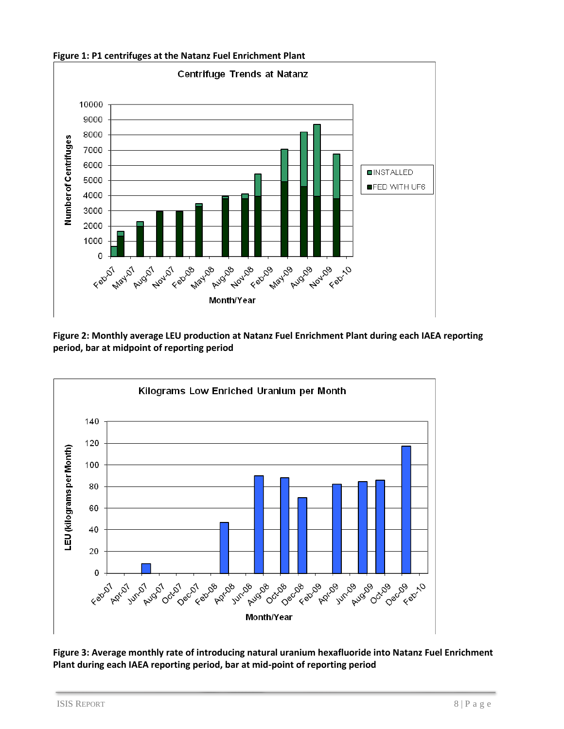**Figure 1: P1 centrifuges at the Natanz Fuel Enrichment Plant**

**Figure 2: Monthly average LEU production at Natanz Fuel Enrichment Plant during each IAEA reporting period, bar at midpoint of reporting period**

**Figure 3: Average monthly rate of introducing natural uranium hexafluoride into Natanz Fuel Enrichment Plant during each IAEA reporting period, bar at mid-point of reporting period**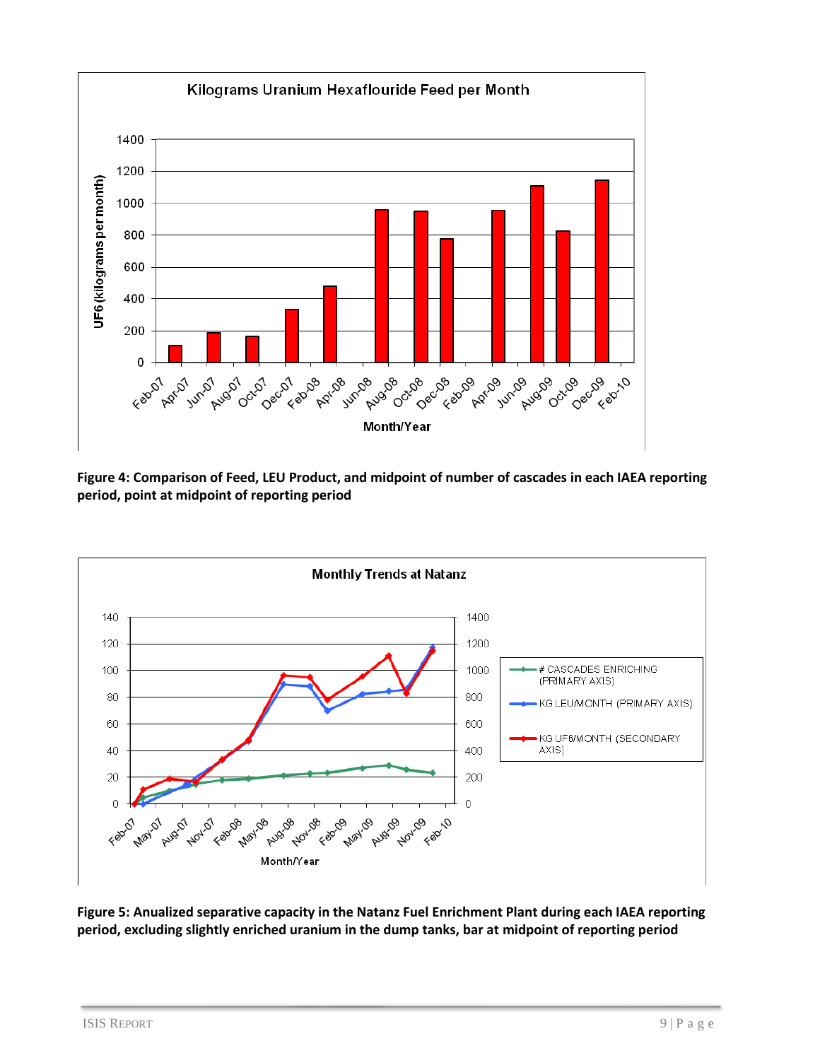**Figure 4: Comparison of Feed, LEU Product, and midpoint of number of cascades in each IAEA reporting period, point at midpoint of reporting period**

**Figure 5: Anualized separative capacity in the Natanz Fuel Enrichment Plant during each IAEA reporting period, excluding slightly enriched uranium in the dump tanks, bar at midpoint of reporting period**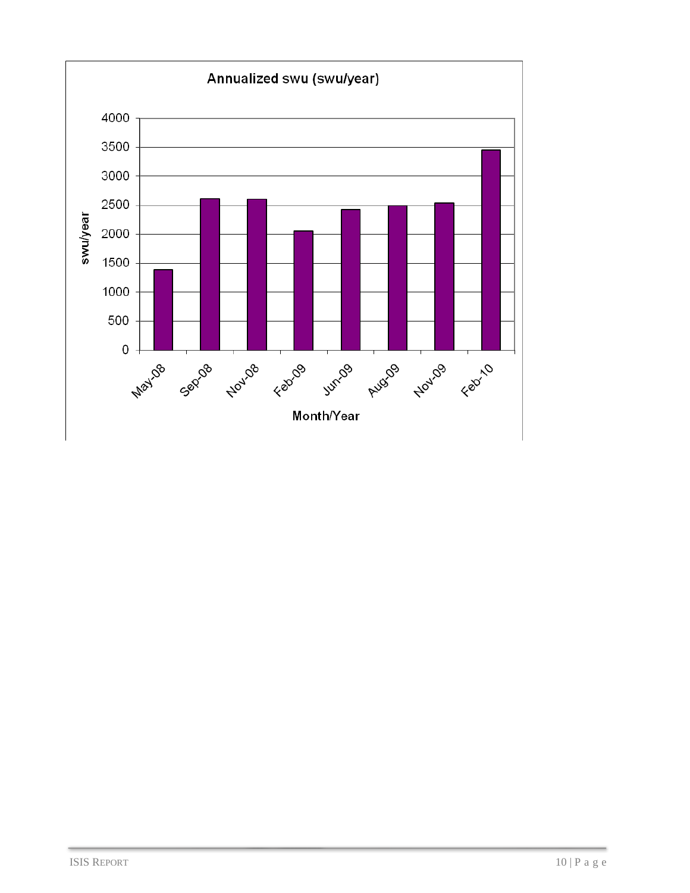Annualized swu (swu/year)

swu/year

4000
3500
3000
2500
2000
1500
1000
500
0

May-08
Sep-08
Nov-08
Feb-09
Jun-09
Aug-09
Nov-09
Feb-10

Month/Year